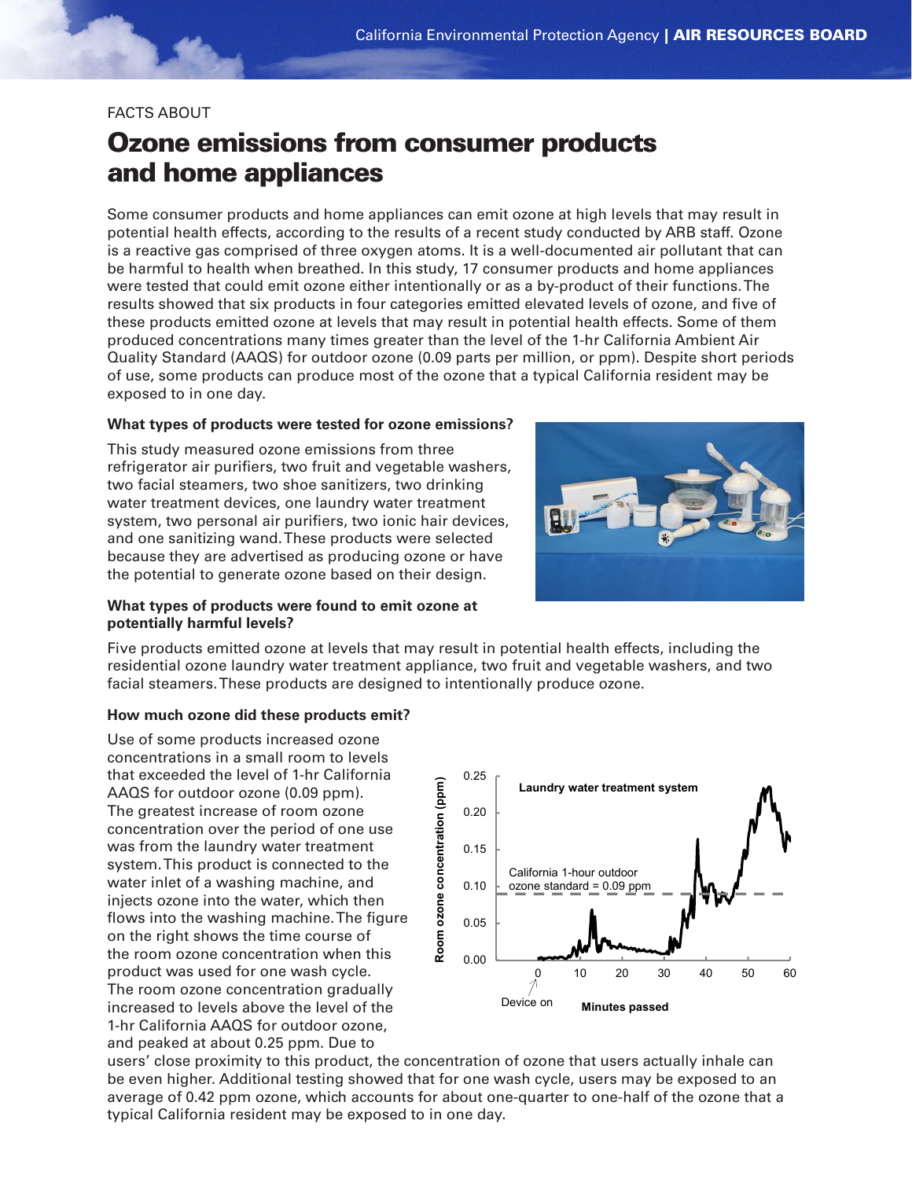FACTS ABOUT

# Ozone emissions from consumer products and home appliances

Some consumer products and home appliances can emit ozone at high levels that may result in potential health effects, according to the results of a recent study conducted by ARB staff. Ozone is a reactive gas comprised of three oxygen atoms. It is a well-documented air pollutant that can be harmful to health when breathed. In this study, 17 consumer products and home appliances were tested that could emit ozone either intentionally or as a by-product of their functions. The results showed that six products in four categories emitted elevated levels of ozone, and five of these products emitted ozone at levels that may result in potential health effects. Some of them produced concentrations many times greater than the level of the 1-hr California Ambient Air Quality Standard (AAQS) for outdoor ozone (0.09 parts per million, or ppm). Despite short periods of use, some products can produce most of the ozone that a typical California resident may be exposed to in one day.

### What types of products were tested for ozone emissions?

This study measured ozone emissions from three refrigerator air purifiers, two fruit and vegetable washers, two facial steamers, two shoe sanitizers, two drinking water treatment devices, one laundry water treatment system, two personal air purifiers, two ionic hair devices, and one sanitizing wand. These products were selected because they are advertised as producing ozone or have the potential to generate ozone based on their design.

### What types of products were found to emit ozone at potentially harmful levels?

Five products emitted ozone at levels that may result in potential health effects, including the residential ozone laundry water treatment appliance, two fruit and vegetable washers, and two facial steamers. These products are designed to intentionally produce ozone.

### How much ozone did these products emit?

Use of some products increased ozone concentrations in a small room to levels that exceeded the level of 1-hr California AAQS for outdoor ozone (0.09 ppm). The greatest increase of room ozone concentration over the period of one use was from the laundry water treatment system. This product is connected to the water inlet of a washing machine, and injects ozone into the water, which then flows into the washing machine. The figure on the right shows the time course of the room ozone concentration when this product was used for one wash cycle. The room ozone concentration gradually increased to levels above the level of the 1-hr California AAQS for outdoor ozone, and peaked at about 0.25 ppm. Due to users' close proximity to this product, the concentration of ozone that users actually inhale can be even higher. Additional testing showed that for one wash cycle, users may be exposed to an average of 0.42 ppm ozone, which accounts for about one-quarter to one-half of the ozone that a typical California resident may be exposed to in one day.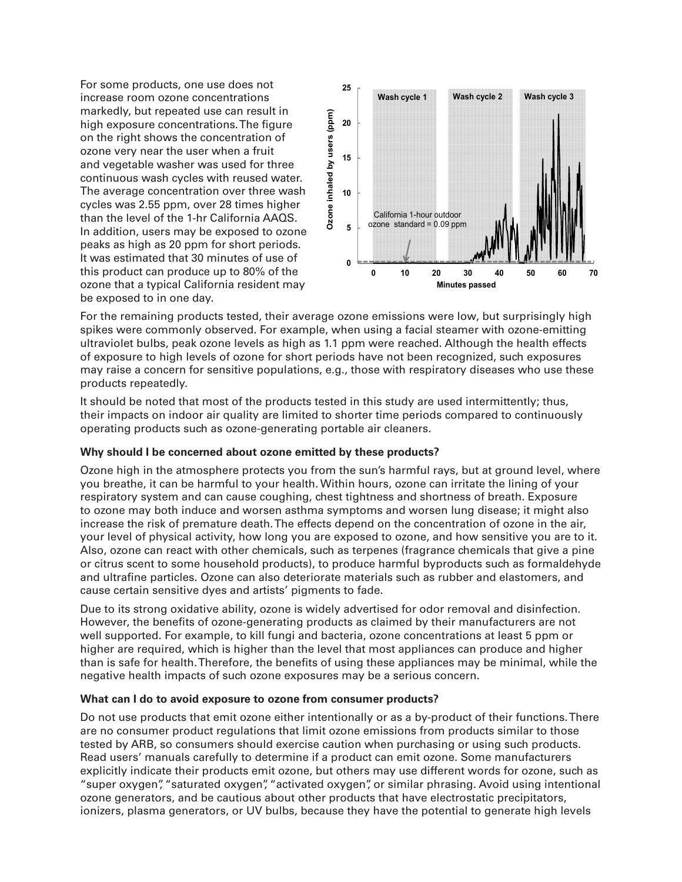For some products, one use does not increase room ozone concentrations markedly, but repeated use can result in high exposure concentrations. The figure on the right shows the concentration of ozone very near the user when a fruit and vegetable washer was used for three continuous wash cycles with reused water. The average concentration over three wash cycles was 2.55 ppm, over 28 times higher than the level of the 1-hr California AAQS. In addition, users may be exposed to ozone peaks as high as 20 ppm for short periods. It was estimated that 30 minutes of use of this product can produce up to 80% of the ozone that a typical California resident may be exposed to in one day.

For the remaining products tested, their average ozone emissions were low, but surprisingly high spikes were commonly observed. For example, when using a facial steamer with ozone-emitting ultraviolet bulbs, peak ozone levels as high as 1.1 ppm were reached. Although the health effects of exposure to high levels of ozone for short periods have not been recognized, such exposures may raise a concern for sensitive populations, e.g., those with respiratory diseases who use these products repeatedly.

It should be noted that most of the products tested in this study are used intermittently; thus, their impacts on indoor air quality are limited to shorter time periods compared to continuously operating products such as ozone-generating portable air cleaners.

**Why should I be concerned about ozone emitted by these products?**

Ozone high in the atmosphere protects you from the sun's harmful rays, but at ground level, where you breathe, it can be harmful to your health. Within hours, ozone can irritate the lining of your respiratory system and can cause coughing, chest tightness and shortness of breath. Exposure to ozone may both induce and worsen asthma symptoms and worsen lung disease; it might also increase the risk of premature death. The effects depend on the concentration of ozone in the air, your level of physical activity, how long you are exposed to ozone, and how sensitive you are to it. Also, ozone can react with other chemicals, such as terpenes (fragrance chemicals that give a pine or citrus scent to some household products), to produce harmful byproducts such as formaldehyde and ultrafine particles. Ozone can also deteriorate materials such as rubber and elastomers, and cause certain sensitive dyes and artists' pigments to fade.

Due to its strong oxidative ability, ozone is widely advertised for odor removal and disinfection. However, the benefits of ozone-generating products as claimed by their manufacturers are not well supported. For example, to kill fungi and bacteria, ozone concentrations at least 5 ppm or higher are required, which is higher than the level that most appliances can produce and higher than is safe for health. Therefore, the benefits of using these appliances may be minimal, while the negative health impacts of such ozone exposures may be a serious concern.

**What can I do to avoid exposure to ozone from consumer products?**

Do not use products that emit ozone either intentionally or as a by-product of their functions. There are no consumer product regulations that limit ozone emissions from products similar to those tested by ARB, so consumers should exercise caution when purchasing or using such products. Read users' manuals carefully to determine if a product can emit ozone. Some manufacturers explicitly indicate their products emit ozone, but others may use different words for ozone, such as "super oxygen", "saturated oxygen", "activated oxygen", or similar phrasing. Avoid using intentional ozone generators, and be cautious about other products that have electrostatic precipitators, ionizers, plasma generators, or UV bulbs, because they have the potential to generate high levels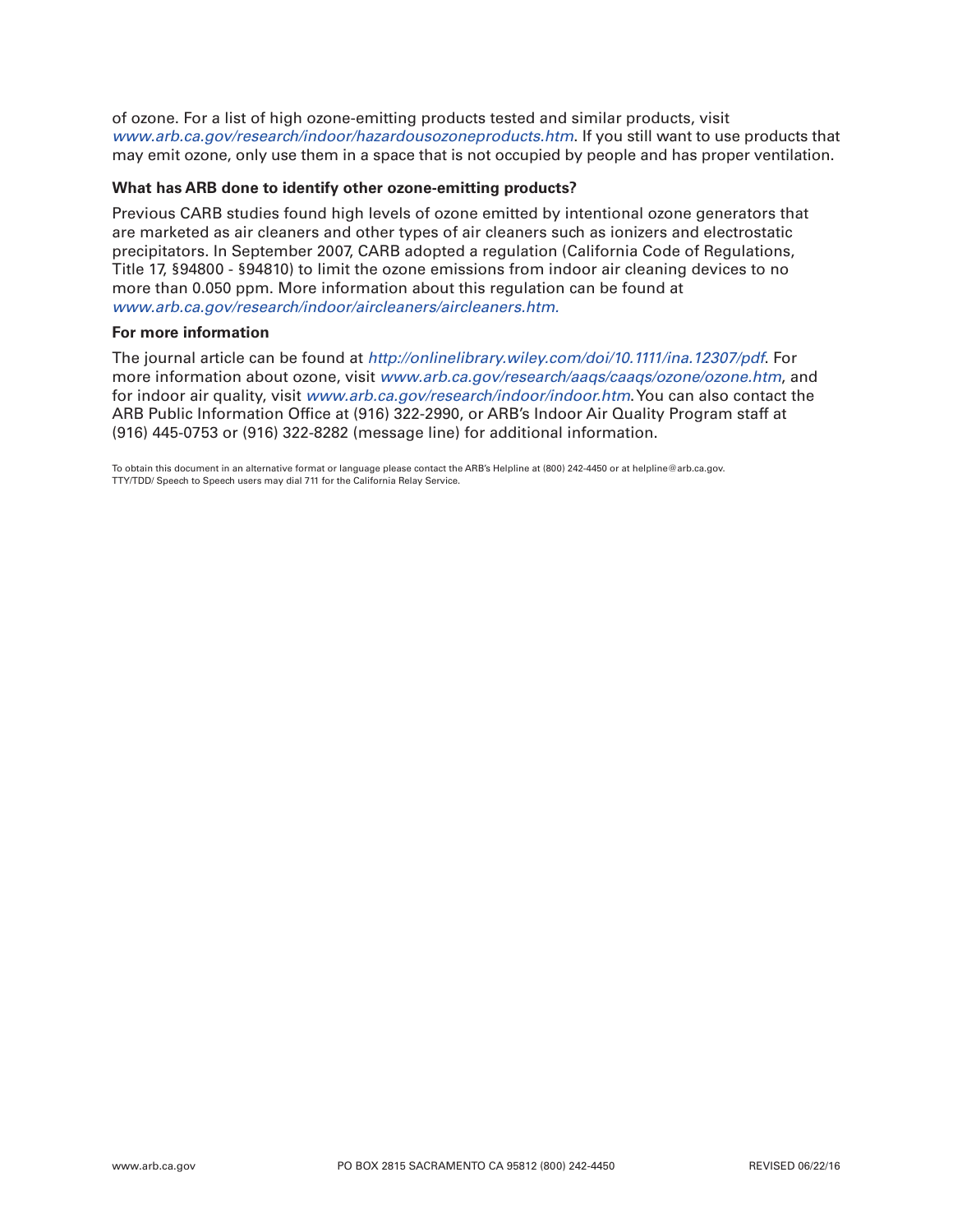of ozone. For a list of high ozone-emitting products tested and similar products, visit *www.arb.ca.gov/research/indoor/hazardousozoneproducts.htm*. If you still want to use products that may emit ozone, only use them in a space that is not occupied by people and has proper ventilation.

**What has ARB done to identify other ozone-emitting products?**

Previous CARB studies found high levels of ozone emitted by intentional ozone generators that are marketed as air cleaners and other types of air cleaners such as ionizers and electrostatic precipitators. In September 2007, CARB adopted a regulation (California Code of Regulations, Title 17, §94800 - §94810) to limit the ozone emissions from indoor air cleaning devices to no more than 0.050 ppm. More information about this regulation can be found at *www.arb.ca.gov/research/indoor/aircleaners/aircleaners.htm.*

**For more information**

The journal article can be found at *http://onlinelibrary.wiley.com/doi/10.1111/ina.12307/pdf*. For more information about ozone, visit *www.arb.ca.gov/research/aaqs/caaqs/ozone/ozone.htm*, and for indoor air quality, visit *www.arb.ca.gov/research/indoor/indoor.htm*. You can also contact the ARB Public Information Office at (916) 322-2990, or ARB's Indoor Air Quality Program staff at (916) 445-0753 or (916) 322-8282 (message line) for additional information.

To obtain this document in an alternative format or language please contact the ARB's Helpline at (800) 242-4450 or at helpline@arb.ca.gov.
TTY/TDD/ Speech to Speech users may dial 711 for the California Relay Service.